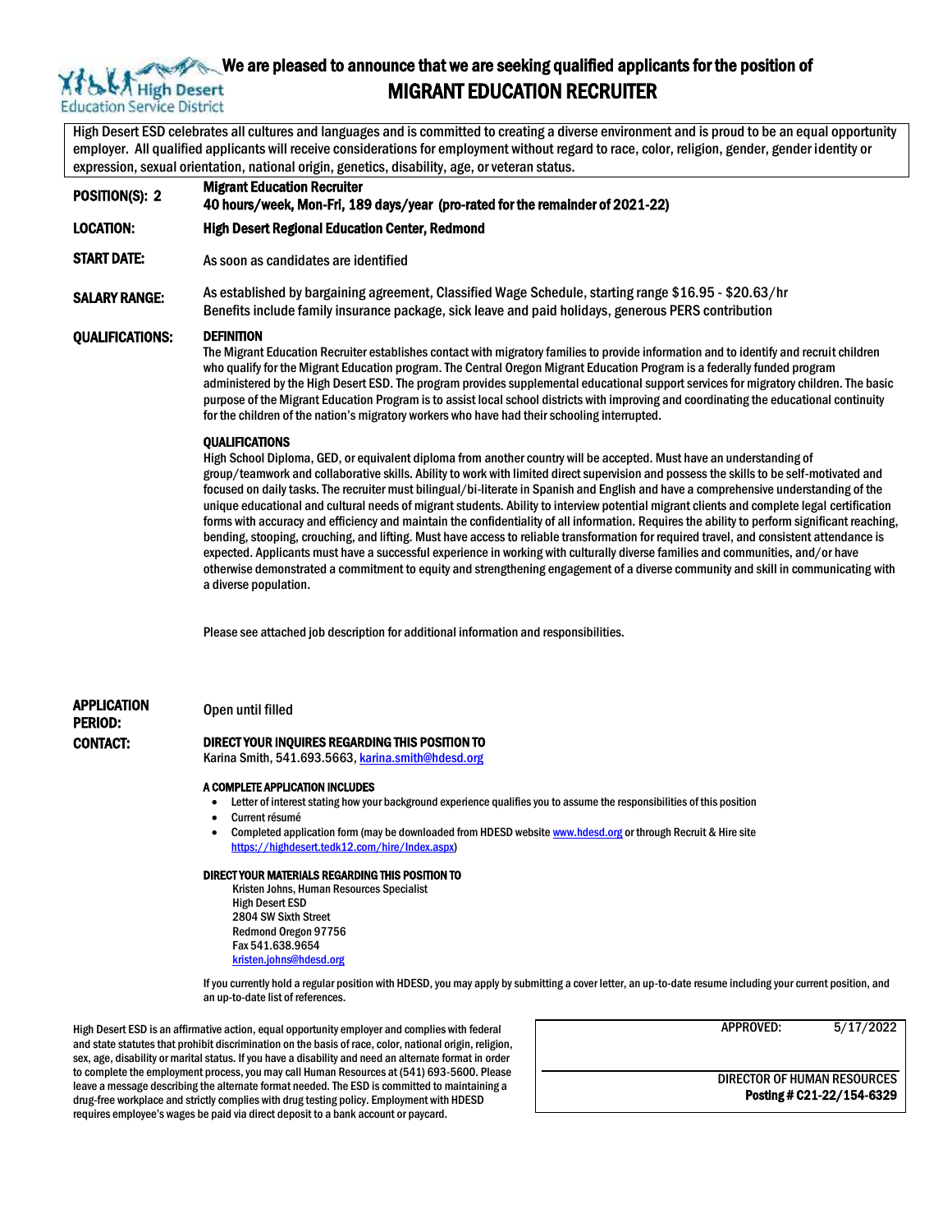High Desert Education Service District

# We are pleased to announce that we are seeking qualified applicants for the position of

# MIGRANT EDUCATION RECRUITER

High Desert ESD celebrates all cultures and languages and is committed to creating a diverse environment and is proud to be an equal opportunity employer. All qualified applicants will receive considerations for employment without regard to race, color, religion, gender, gender identity or expression, sexual orientation, national origin, genetics, disability, age, or veteran status.

**POSITION(S): 2**
**Migrant Education Recruiter**
**40 hours/week, Mon-Fri, 189 days/year (pro-rated for the remainder of 2021-22)**

**LOCATION:** **High Desert Regional Education Center, Redmond**

**START DATE:** As soon as candidates are identified

**SALARY RANGE:** As established by bargaining agreement, Classified Wage Schedule, starting range $16.95 - $20.63/hr
Benefits include family insurance package, sick leave and paid holidays, generous PERS contribution

**QUALIFICATIONS:**

**DEFINITION**

The Migrant Education Recruiter establishes contact with migratory families to provide information and to identify and recruit children who qualify for the Migrant Education program. The Central Oregon Migrant Education Program is a federally funded program administered by the High Desert ESD. The program provides supplemental educational support services for migratory children. The basic purpose of the Migrant Education Program is to assist local school districts with improving and coordinating the educational continuity for the children of the nation's migratory workers who have had their schooling interrupted.

**QUALIFICATIONS**

High School Diploma, GED, or equivalent diploma from another country will be accepted. Must have an understanding of group/teamwork and collaborative skills. Ability to work with limited direct supervision and possess the skills to be self-motivated and focused on daily tasks. The recruiter must bilingual/bi-literate in Spanish and English and have a comprehensive understanding of the unique educational and cultural needs of migrant students. Ability to interview potential migrant clients and complete legal certification forms with accuracy and efficiency and maintain the confidentiality of all information. Requires the ability to perform significant reaching, bending, stooping, crouching, and lifting. Must have access to reliable transformation for required travel, and consistent attendance is expected. Applicants must have a successful experience in working with culturally diverse families and communities, and/or have otherwise demonstrated a commitment to equity and strengthening engagement of a diverse community and skill in communicating with a diverse population.

Please see attached job description for additional information and responsibilities.

**APPLICATION PERIOD:** Open until filled

**CONTACT:**

**DIRECT YOUR INQUIRES REGARDING THIS POSITION TO**
Karina Smith, 541.693.5663, karina.smith@hdesd.org

**A COMPLETE APPLICATION INCLUDES**

- Letter of interest stating how your background experience qualifies you to assume the responsibilities of this position
- Current résumé
- Completed application form (may be downloaded from HDESD website www.hdesd.org or through Recruit & Hire site https://highdesert.tedk12.com/hire/Index.aspx)

**DIRECT YOUR MATERIALS REGARDING THIS POSITION TO**

Kristen Johns, Human Resources Specialist
High Desert ESD
2804 SW Sixth Street
Redmond Oregon 97756
Fax 541.638.9654
kristen.johns@hdesd.org

If you currently hold a regular position with HDESD, you may apply by submitting a cover letter, an up-to-date resume including your current position, and an up-to-date list of references.

High Desert ESD is an affirmative action, equal opportunity employer and complies with federal and state statutes that prohibit discrimination on the basis of race, color, national origin, religion, sex, age, disability or marital status. If you have a disability and need an alternate format in order to complete the employment process, you may call Human Resources at (541) 693-5600. Please leave a message describing the alternate format needed. The ESD is committed to maintaining a drug-free workplace and strictly complies with drug testing policy. Employment with HDESD requires employee's wages be paid via direct deposit to a bank account or paycard.

APPROVED: 5/17/2022

DIRECTOR OF HUMAN RESOURCES
**Posting # C21-22/154-6329**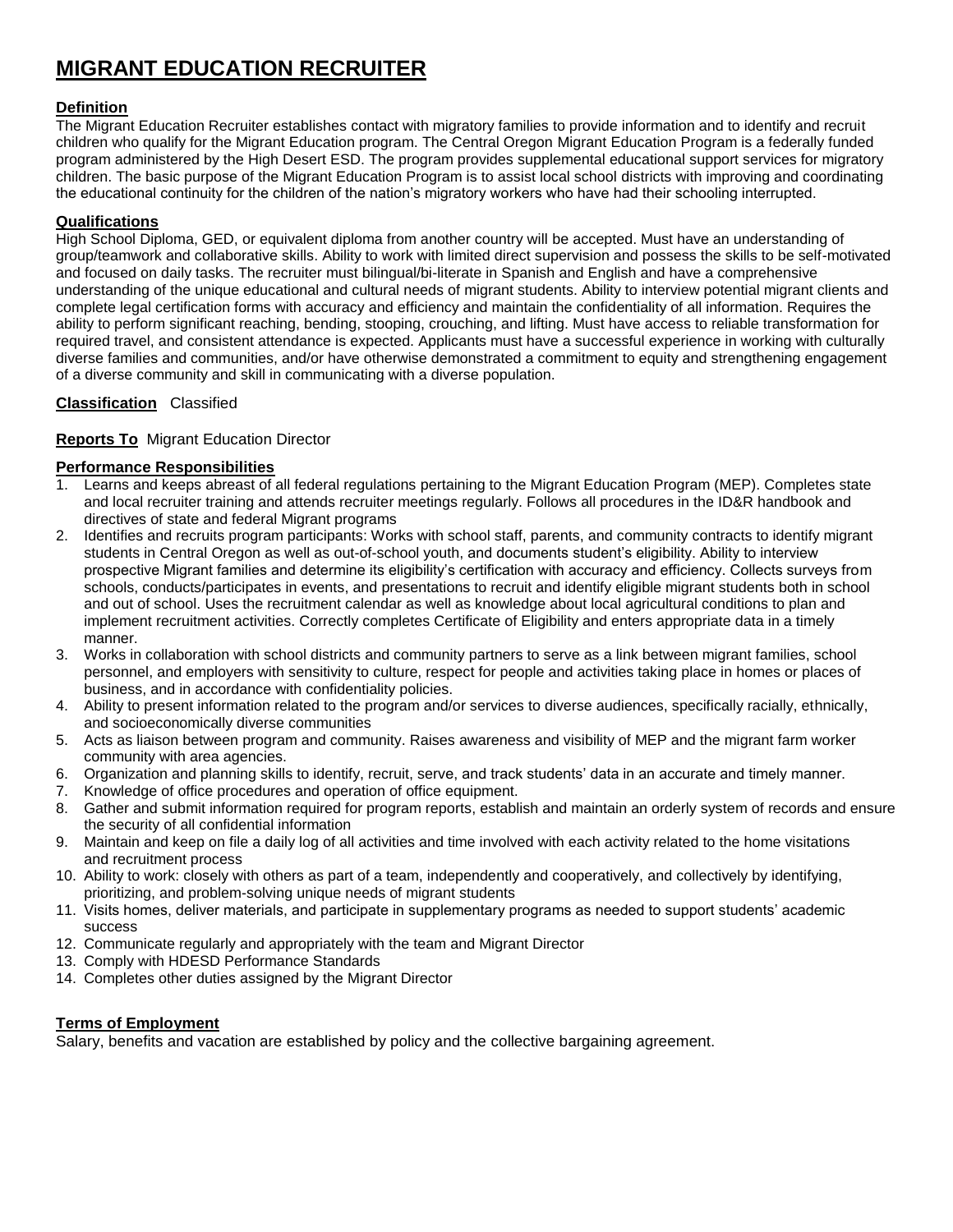# MIGRANT EDUCATION RECRUITER

**Definition**

The Migrant Education Recruiter establishes contact with migratory families to provide information and to identify and recruit children who qualify for the Migrant Education program. The Central Oregon Migrant Education Program is a federally funded program administered by the High Desert ESD. The program provides supplemental educational support services for migratory children. The basic purpose of the Migrant Education Program is to assist local school districts with improving and coordinating the educational continuity for the children of the nation's migratory workers who have had their schooling interrupted.

**Qualifications**

High School Diploma, GED, or equivalent diploma from another country will be accepted. Must have an understanding of group/teamwork and collaborative skills. Ability to work with limited direct supervision and possess the skills to be self-motivated and focused on daily tasks. The recruiter must bilingual/bi-literate in Spanish and English and have a comprehensive understanding of the unique educational and cultural needs of migrant students. Ability to interview potential migrant clients and complete legal certification forms with accuracy and efficiency and maintain the confidentiality of all information. Requires the ability to perform significant reaching, bending, stooping, crouching, and lifting. Must have access to reliable transformation for required travel, and consistent attendance is expected. Applicants must have a successful experience in working with culturally diverse families and communities, and/or have otherwise demonstrated a commitment to equity and strengthening engagement of a diverse community and skill in communicating with a diverse population.

**Classification** Classified

**Reports To** Migrant Education Director

**Performance Responsibilities**

1. Learns and keeps abreast of all federal regulations pertaining to the Migrant Education Program (MEP). Completes state and local recruiter training and attends recruiter meetings regularly. Follows all procedures in the ID&R handbook and directives of state and federal Migrant programs
2. Identifies and recruits program participants: Works with school staff, parents, and community contracts to identify migrant students in Central Oregon as well as out-of-school youth, and documents student's eligibility. Ability to interview prospective Migrant families and determine its eligibility's certification with accuracy and efficiency. Collects surveys from schools, conducts/participates in events, and presentations to recruit and identify eligible migrant students both in school and out of school. Uses the recruitment calendar as well as knowledge about local agricultural conditions to plan and implement recruitment activities. Correctly completes Certificate of Eligibility and enters appropriate data in a timely manner.
3. Works in collaboration with school districts and community partners to serve as a link between migrant families, school personnel, and employers with sensitivity to culture, respect for people and activities taking place in homes or places of business, and in accordance with confidentiality policies.
4. Ability to present information related to the program and/or services to diverse audiences, specifically racially, ethnically, and socioeconomically diverse communities
5. Acts as liaison between program and community. Raises awareness and visibility of MEP and the migrant farm worker community with area agencies.
6. Organization and planning skills to identify, recruit, serve, and track students' data in an accurate and timely manner.
7. Knowledge of office procedures and operation of office equipment.
8. Gather and submit information required for program reports, establish and maintain an orderly system of records and ensure the security of all confidential information
9. Maintain and keep on file a daily log of all activities and time involved with each activity related to the home visitations and recruitment process
10. Ability to work: closely with others as part of a team, independently and cooperatively, and collectively by identifying, prioritizing, and problem-solving unique needs of migrant students
11. Visits homes, deliver materials, and participate in supplementary programs as needed to support students' academic success
12. Communicate regularly and appropriately with the team and Migrant Director
13. Comply with HDESD Performance Standards
14. Completes other duties assigned by the Migrant Director

**Terms of Employment**

Salary, benefits and vacation are established by policy and the collective bargaining agreement.